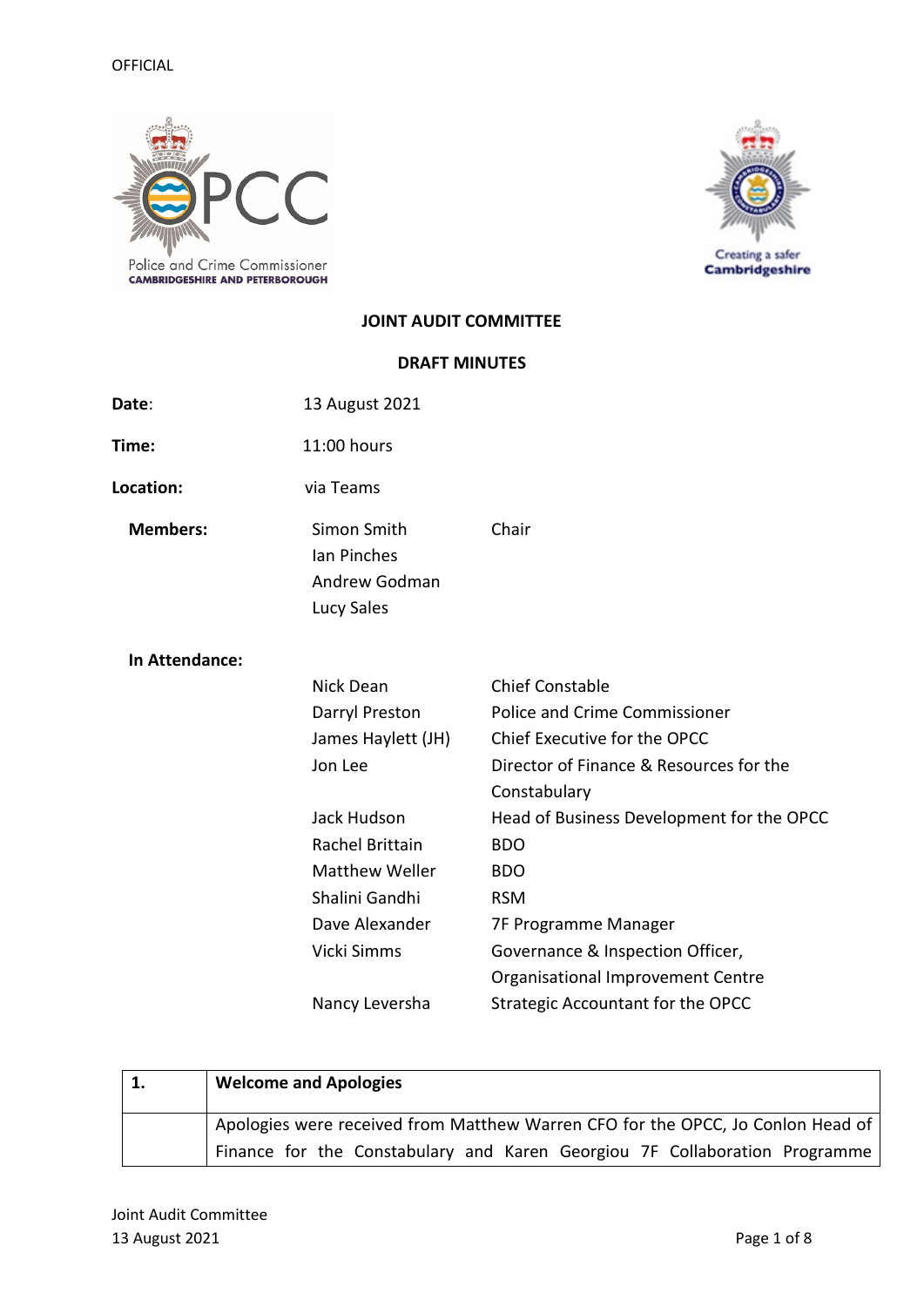OFFICIAL

**JOINT AUDIT COMMITTEE**

**DRAFT MINUTES**

**Date**: 13 August 2021

**Time:** 11:00 hours

**Location:** via Teams

| | | |
|---|---|---|
| **Members:** | Simon Smith | Chair |
| | Ian Pinches | |
| | Andrew Godman | |
| | Lucy Sales | |
| **In Attendance:** | | |
| | Nick Dean | Chief Constable |
| | Darryl Preston | Police and Crime Commissioner |
| | James Haylett (JH) | Chief Executive for the OPCC |
| | Jon Lee | Director of Finance & Resources for the Constabulary |
| | Jack Hudson | Head of Business Development for the OPCC |
| | Rachel Brittain | BDO |
| | Matthew Weller | BDO |
| | Shalini Gandhi | RSM |
| | Dave Alexander | 7F Programme Manager |
| | Vicki Simms | Governance & Inspection Officer, Organisational Improvement Centre |
| | Nancy Leversha | Strategic Accountant for the OPCC |

| **1.** | **Welcome and Apologies** |
|---|---|
| | Apologies were received from Matthew Warren CFO for the OPCC, Jo Conlon Head of Finance for the Constabulary and Karen Georgiou 7F Collaboration Programme |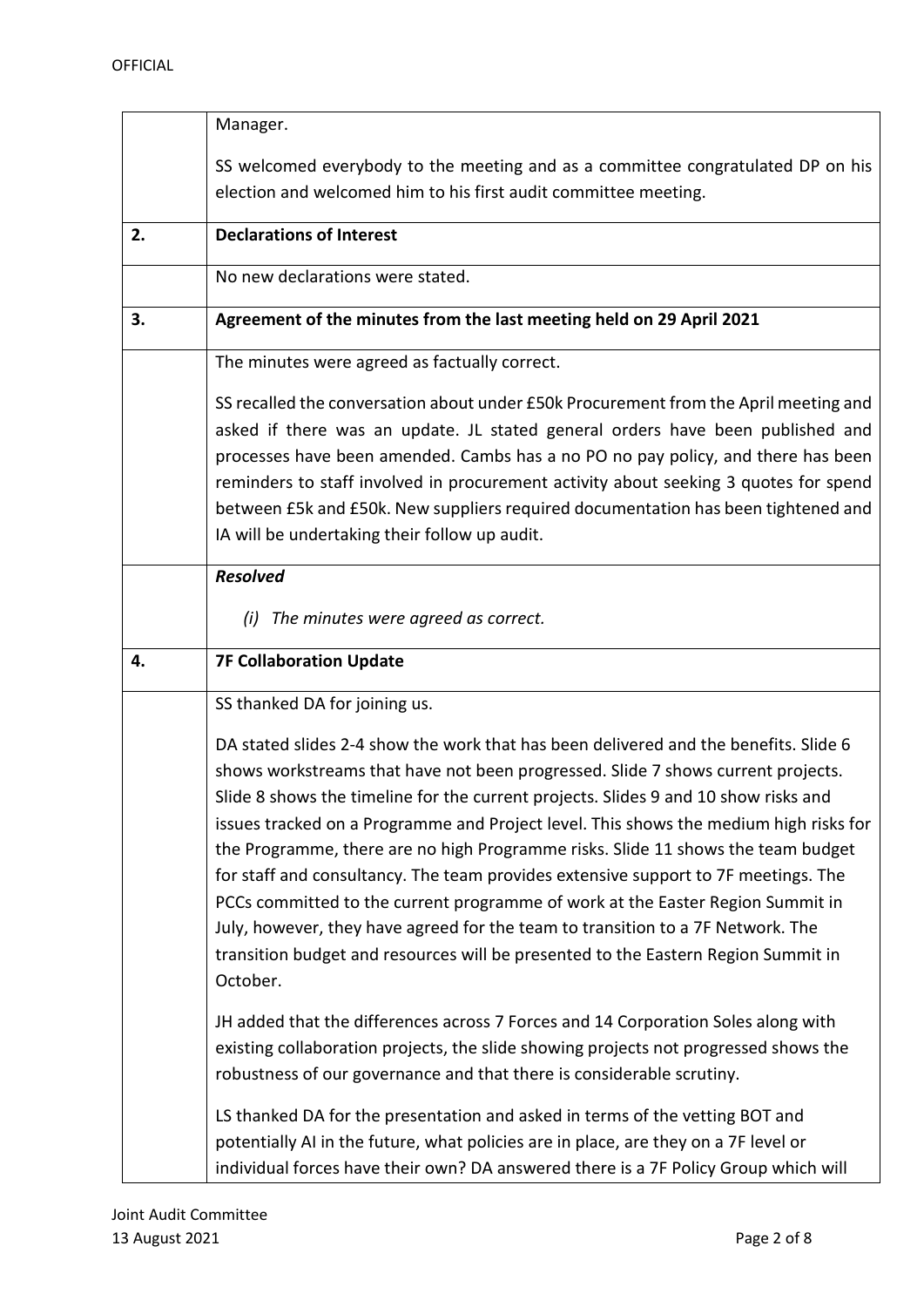| | Manager.<br><br>SS welcomed everybody to the meeting and as a committee congratulated DP on his election and welcomed him to his first audit committee meeting. |
|---|---|
| **2.** | **Declarations of Interest** |
| | No new declarations were stated. |
| **3.** | **Agreement of the minutes from the last meeting held on 29 April 2021** |
| | The minutes were agreed as factually correct.<br><br>SS recalled the conversation about under £50k Procurement from the April meeting and asked if there was an update. JL stated general orders have been published and processes have been amended. Cambs has a no PO no pay policy, and there has been reminders to staff involved in procurement activity about seeking 3 quotes for spend between £5k and £50k. New suppliers required documentation has been tightened and IA will be undertaking their follow up audit. |
| | ***Resolved***<br><br>*(i) The minutes were agreed as correct.* |
| **4.** | **7F Collaboration Update** |
| | SS thanked DA for joining us.<br><br>DA stated slides 2-4 show the work that has been delivered and the benefits. Slide 6 shows workstreams that have not been progressed. Slide 7 shows current projects. Slide 8 shows the timeline for the current projects. Slides 9 and 10 show risks and issues tracked on a Programme and Project level. This shows the medium high risks for the Programme, there are no high Programme risks. Slide 11 shows the team budget for staff and consultancy. The team provides extensive support to 7F meetings. The PCCs committed to the current programme of work at the Easter Region Summit in July, however, they have agreed for the team to transition to a 7F Network. The transition budget and resources will be presented to the Eastern Region Summit in October.<br><br>JH added that the differences across 7 Forces and 14 Corporation Soles along with existing collaboration projects, the slide showing projects not progressed shows the robustness of our governance and that there is considerable scrutiny.<br><br>LS thanked DA for the presentation and asked in terms of the vetting BOT and potentially AI in the future, what policies are in place, are they on a 7F level or individual forces have their own? DA answered there is a 7F Policy Group which will |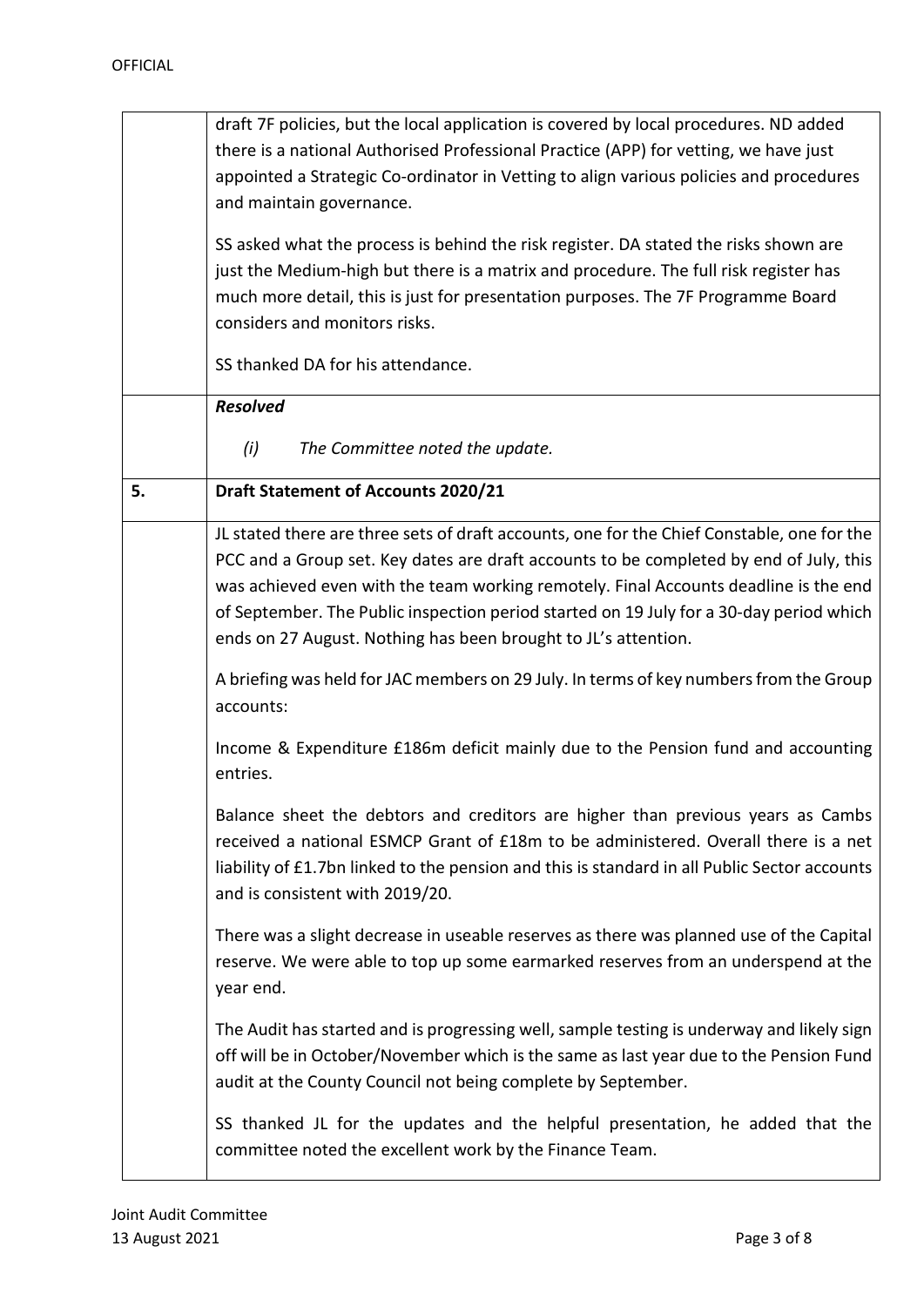| | |
|---|---|
| | draft 7F policies, but the local application is covered by local procedures. ND added there is a national Authorised Professional Practice (APP) for vetting, we have just appointed a Strategic Co-ordinator in Vetting to align various policies and procedures and maintain governance.<br><br>SS asked what the process is behind the risk register. DA stated the risks shown are just the Medium-high but there is a matrix and procedure. The full risk register has much more detail, this is just for presentation purposes. The 7F Programme Board considers and monitors risks.<br><br>SS thanked DA for his attendance. |
| | ***Resolved***<br><br>*(i) The Committee noted the update.* |
| **5.** | **Draft Statement of Accounts 2020/21** |
| | JL stated there are three sets of draft accounts, one for the Chief Constable, one for the PCC and a Group set. Key dates are draft accounts to be completed by end of July, this was achieved even with the team working remotely. Final Accounts deadline is the end of September. The Public inspection period started on 19 July for a 30-day period which ends on 27 August. Nothing has been brought to JL's attention.<br><br>A briefing was held for JAC members on 29 July. In terms of key numbers from the Group accounts:<br><br>Income & Expenditure £186m deficit mainly due to the Pension fund and accounting entries.<br><br>Balance sheet the debtors and creditors are higher than previous years as Cambs received a national ESMCP Grant of £18m to be administered. Overall there is a net liability of £1.7bn linked to the pension and this is standard in all Public Sector accounts and is consistent with 2019/20.<br><br>There was a slight decrease in useable reserves as there was planned use of the Capital reserve. We were able to top up some earmarked reserves from an underspend at the year end.<br><br>The Audit has started and is progressing well, sample testing is underway and likely sign off will be in October/November which is the same as last year due to the Pension Fund audit at the County Council not being complete by September.<br><br>SS thanked JL for the updates and the helpful presentation, he added that the committee noted the excellent work by the Finance Team. |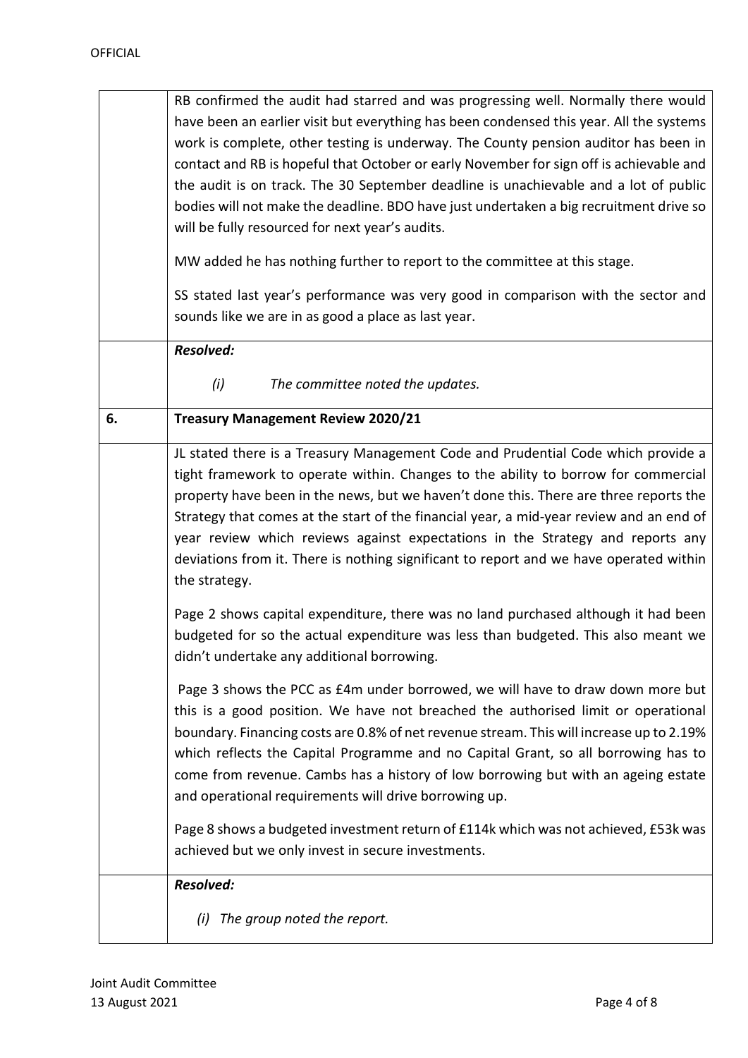| | |
|---|---|
| | RB confirmed the audit had starred and was progressing well. Normally there would have been an earlier visit but everything has been condensed this year. All the systems work is complete, other testing is underway. The County pension auditor has been in contact and RB is hopeful that October or early November for sign off is achievable and the audit is on track. The 30 September deadline is unachievable and a lot of public bodies will not make the deadline. BDO have just undertaken a big recruitment drive so will be fully resourced for next year's audits.<br><br>MW added he has nothing further to report to the committee at this stage.<br><br>SS stated last year's performance was very good in comparison with the sector and sounds like we are in as good a place as last year. |
| | ***Resolved:***<br><br>*(i) The committee noted the updates.* |
| **6.** | **Treasury Management Review 2020/21** |
| | JL stated there is a Treasury Management Code and Prudential Code which provide a tight framework to operate within. Changes to the ability to borrow for commercial property have been in the news, but we haven't done this. There are three reports the Strategy that comes at the start of the financial year, a mid-year review and an end of year review which reviews against expectations in the Strategy and reports any deviations from it. There is nothing significant to report and we have operated within the strategy.<br><br>Page 2 shows capital expenditure, there was no land purchased although it had been budgeted for so the actual expenditure was less than budgeted. This also meant we didn't undertake any additional borrowing.<br><br>Page 3 shows the PCC as £4m under borrowed, we will have to draw down more but this is a good position. We have not breached the authorised limit or operational boundary. Financing costs are 0.8% of net revenue stream. This will increase up to 2.19% which reflects the Capital Programme and no Capital Grant, so all borrowing has to come from revenue. Cambs has a history of low borrowing but with an ageing estate and operational requirements will drive borrowing up.<br><br>Page 8 shows a budgeted investment return of £114k which was not achieved, £53k was achieved but we only invest in secure investments. |
| | ***Resolved:***<br><br>*(i) The group noted the report.* |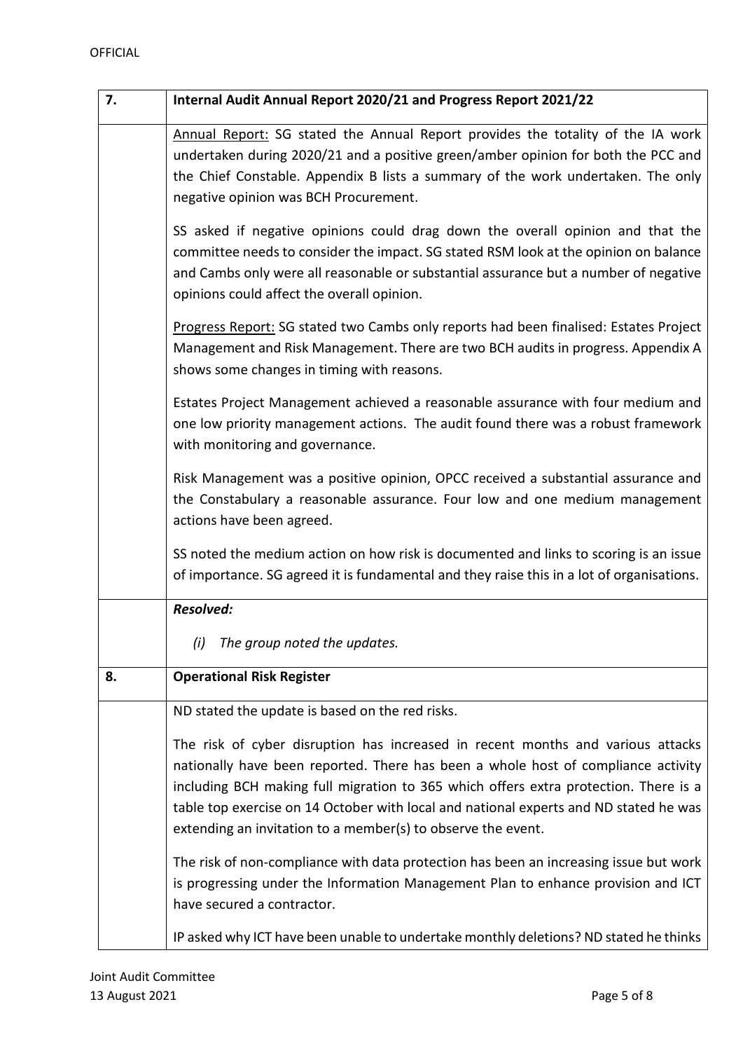| 7. | **Internal Audit Annual Report 2020/21 and Progress Report 2021/22** |
|---|---|
| | Annual Report: SG stated the Annual Report provides the totality of the IA work undertaken during 2020/21 and a positive green/amber opinion for both the PCC and the Chief Constable. Appendix B lists a summary of the work undertaken. The only negative opinion was BCH Procurement.<br><br>SS asked if negative opinions could drag down the overall opinion and that the committee needs to consider the impact. SG stated RSM look at the opinion on balance and Cambs only were all reasonable or substantial assurance but a number of negative opinions could affect the overall opinion.<br><br>Progress Report: SG stated two Cambs only reports had been finalised: Estates Project Management and Risk Management. There are two BCH audits in progress. Appendix A shows some changes in timing with reasons.<br><br>Estates Project Management achieved a reasonable assurance with four medium and one low priority management actions. The audit found there was a robust framework with monitoring and governance.<br><br>Risk Management was a positive opinion, OPCC received a substantial assurance and the Constabulary a reasonable assurance. Four low and one medium management actions have been agreed.<br><br>SS noted the medium action on how risk is documented and links to scoring is an issue of importance. SG agreed it is fundamental and they raise this in a lot of organisations. |
| | ***Resolved:***<br><br>*(i) The group noted the updates.* |
| **8.** | **Operational Risk Register** |
| | ND stated the update is based on the red risks.<br><br>The risk of cyber disruption has increased in recent months and various attacks nationally have been reported. There has been a whole host of compliance activity including BCH making full migration to 365 which offers extra protection. There is a table top exercise on 14 October with local and national experts and ND stated he was extending an invitation to a member(s) to observe the event.<br><br>The risk of non-compliance with data protection has been an increasing issue but work is progressing under the Information Management Plan to enhance provision and ICT have secured a contractor.<br><br>IP asked why ICT have been unable to undertake monthly deletions? ND stated he thinks |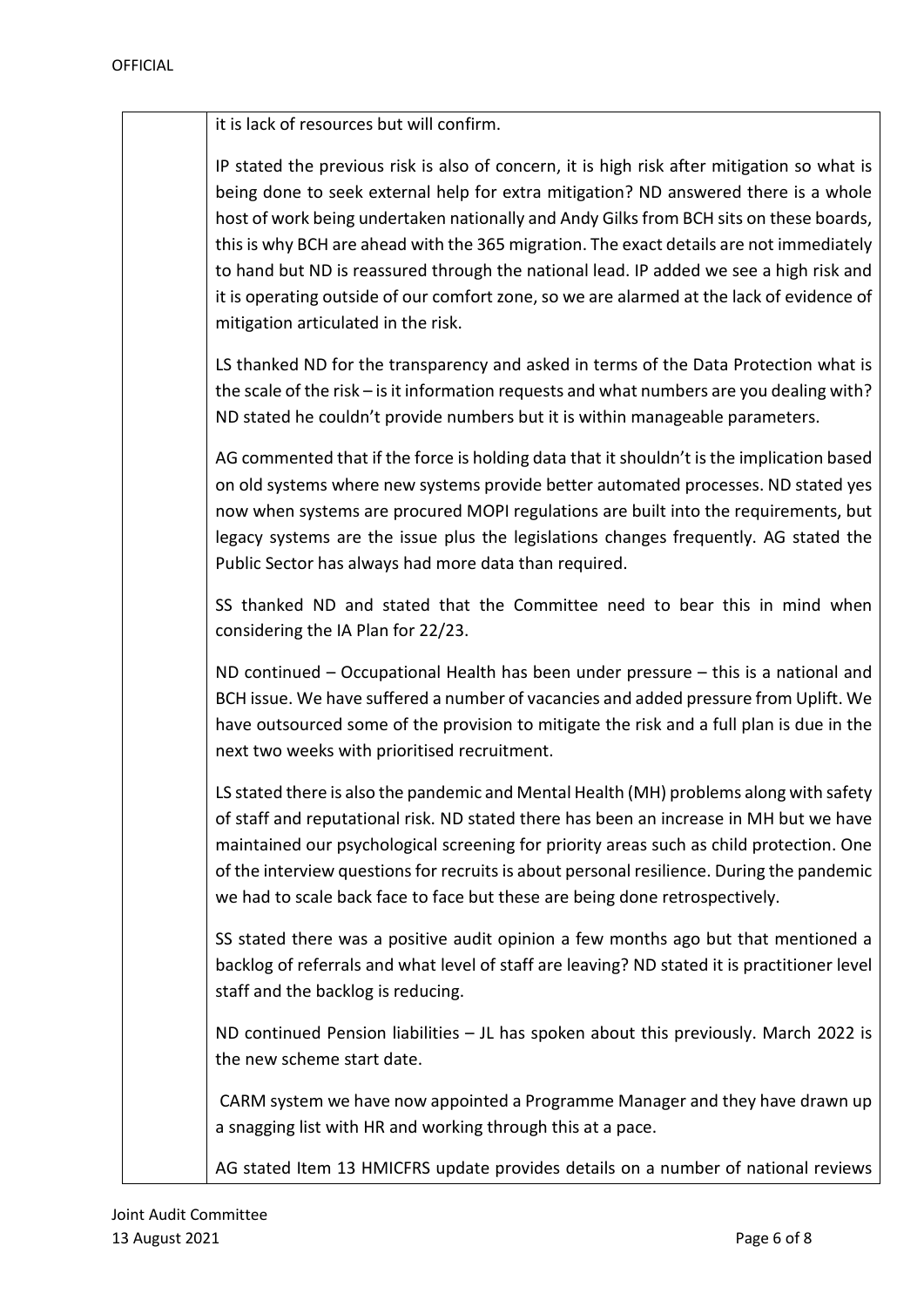it is lack of resources but will confirm.

IP stated the previous risk is also of concern, it is high risk after mitigation so what is being done to seek external help for extra mitigation? ND answered there is a whole host of work being undertaken nationally and Andy Gilks from BCH sits on these boards, this is why BCH are ahead with the 365 migration. The exact details are not immediately to hand but ND is reassured through the national lead. IP added we see a high risk and it is operating outside of our comfort zone, so we are alarmed at the lack of evidence of mitigation articulated in the risk.

LS thanked ND for the transparency and asked in terms of the Data Protection what is the scale of the risk – is it information requests and what numbers are you dealing with? ND stated he couldn't provide numbers but it is within manageable parameters.

AG commented that if the force is holding data that it shouldn't is the implication based on old systems where new systems provide better automated processes. ND stated yes now when systems are procured MOPI regulations are built into the requirements, but legacy systems are the issue plus the legislations changes frequently. AG stated the Public Sector has always had more data than required.

SS thanked ND and stated that the Committee need to bear this in mind when considering the IA Plan for 22/23.

ND continued – Occupational Health has been under pressure – this is a national and BCH issue. We have suffered a number of vacancies and added pressure from Uplift. We have outsourced some of the provision to mitigate the risk and a full plan is due in the next two weeks with prioritised recruitment.

LS stated there is also the pandemic and Mental Health (MH) problems along with safety of staff and reputational risk. ND stated there has been an increase in MH but we have maintained our psychological screening for priority areas such as child protection. One of the interview questions for recruits is about personal resilience. During the pandemic we had to scale back face to face but these are being done retrospectively.

SS stated there was a positive audit opinion a few months ago but that mentioned a backlog of referrals and what level of staff are leaving? ND stated it is practitioner level staff and the backlog is reducing.

ND continued Pension liabilities – JL has spoken about this previously. March 2022 is the new scheme start date.

CARM system we have now appointed a Programme Manager and they have drawn up a snagging list with HR and working through this at a pace.

AG stated Item 13 HMICFRS update provides details on a number of national reviews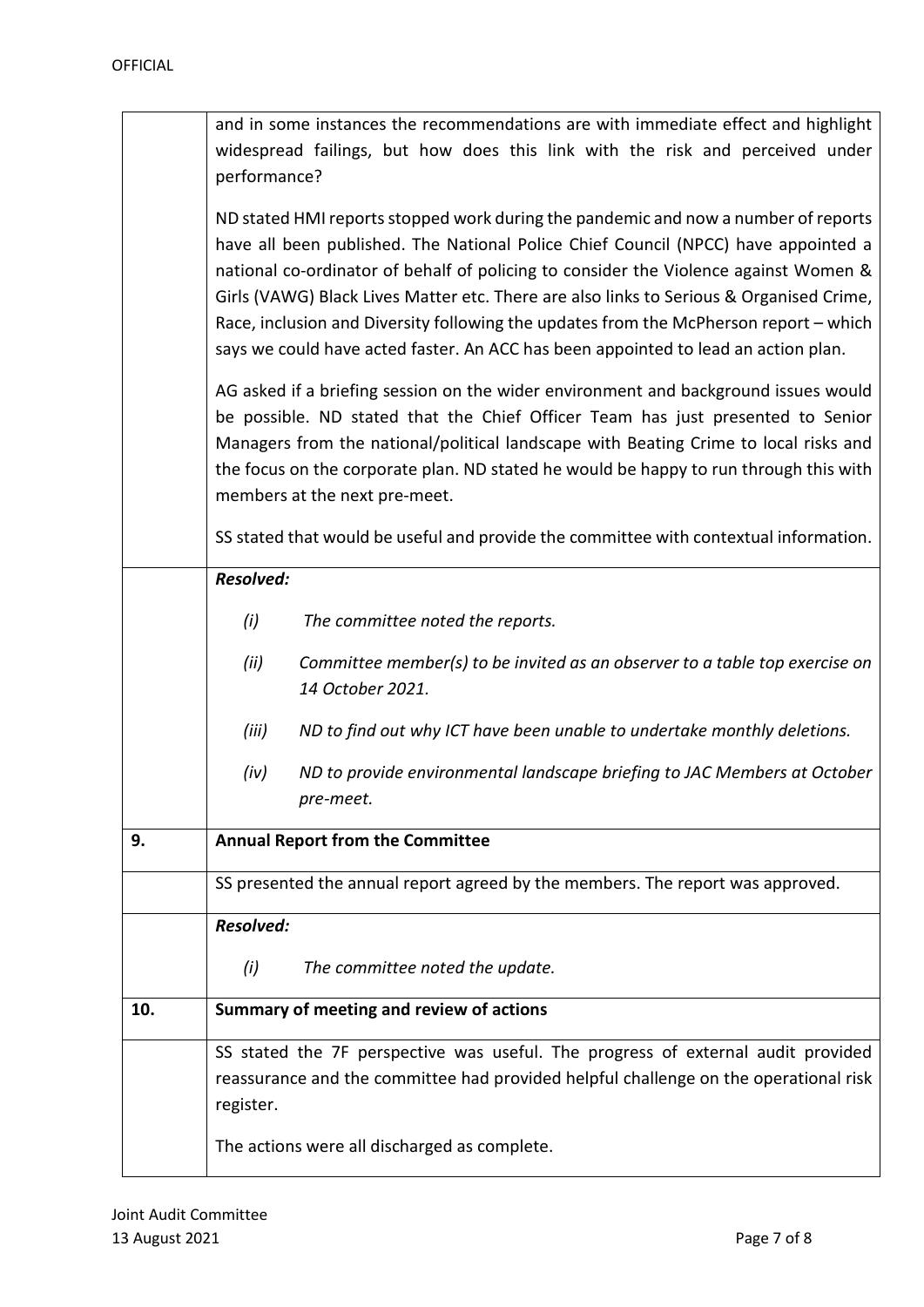| | |
|---|---|
| | and in some instances the recommendations are with immediate effect and highlight widespread failings, but how does this link with the risk and perceived under performance?<br><br>ND stated HMI reports stopped work during the pandemic and now a number of reports have all been published. The National Police Chief Council (NPCC) have appointed a national co-ordinator of behalf of policing to consider the Violence against Women & Girls (VAWG) Black Lives Matter etc. There are also links to Serious & Organised Crime, Race, inclusion and Diversity following the updates from the McPherson report – which says we could have acted faster. An ACC has been appointed to lead an action plan.<br><br>AG asked if a briefing session on the wider environment and background issues would be possible. ND stated that the Chief Officer Team has just presented to Senior Managers from the national/political landscape with Beating Crime to local risks and the focus on the corporate plan. ND stated he would be happy to run through this with members at the next pre-meet.<br><br>SS stated that would be useful and provide the committee with contextual information. |
| | ***Resolved:***<br><br>*(i) The committee noted the reports.*<br><br>*(ii) Committee member(s) to be invited as an observer to a table top exercise on 14 October 2021.*<br><br>*(iii) ND to find out why ICT have been unable to undertake monthly deletions.*<br><br>*(iv) ND to provide environmental landscape briefing to JAC Members at October pre-meet.* |
| **9.** | **Annual Report from the Committee** |
| | SS presented the annual report agreed by the members. The report was approved. |
| | ***Resolved:***<br><br>*(i) The committee noted the update.* |
| **10.** | **Summary of meeting and review of actions** |
| | SS stated the 7F perspective was useful. The progress of external audit provided reassurance and the committee had provided helpful challenge on the operational risk register.<br><br>The actions were all discharged as complete. |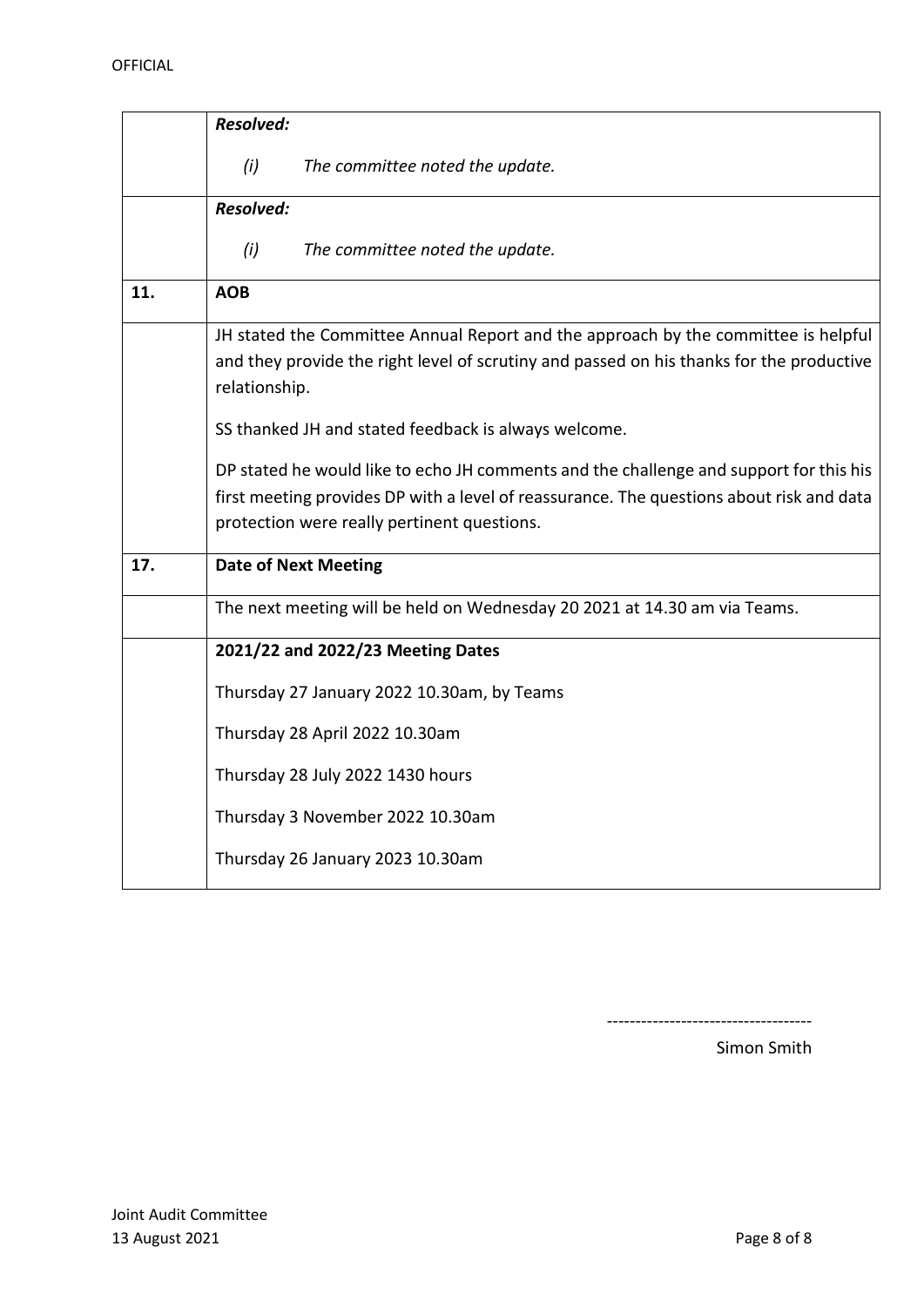| | |
|---|---|
| | ***Resolved:***<br><br>*(i) The committee noted the update.* |
| | ***Resolved:***<br><br>*(i) The committee noted the update.* |
| **11.** | **AOB** |
| | JH stated the Committee Annual Report and the approach by the committee is helpful and they provide the right level of scrutiny and passed on his thanks for the productive relationship.<br><br>SS thanked JH and stated feedback is always welcome.<br><br>DP stated he would like to echo JH comments and the challenge and support for this his first meeting provides DP with a level of reassurance. The questions about risk and data protection were really pertinent questions. |
| **17.** | **Date of Next Meeting** |
| | The next meeting will be held on Wednesday 20 2021 at 14.30 am via Teams. |
| | **2021/22 and 2022/23 Meeting Dates**<br><br>Thursday 27 January 2022 10.30am, by Teams<br><br>Thursday 28 April 2022 10.30am<br><br>Thursday 28 July 2022 1430 hours<br><br>Thursday 3 November 2022 10.30am<br><br>Thursday 26 January 2023 10.30am |

------------------------------------

Simon Smith